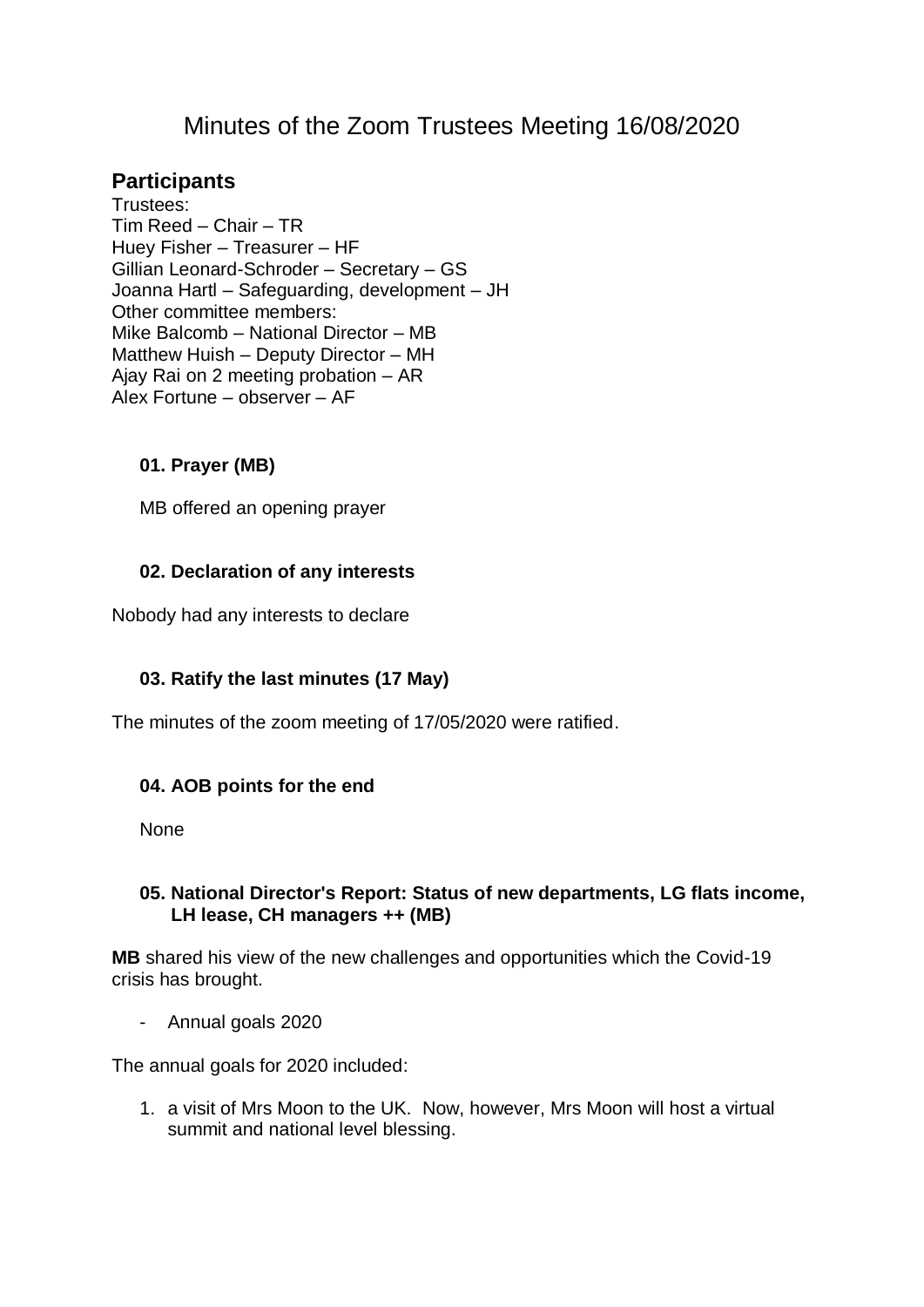# Minutes of the Zoom Trustees Meeting 16/08/2020

## Participants

Trustees:
Tim Reed – Chair – TR
Huey Fisher – Treasurer – HF
Gillian Leonard-Schroder – Secretary – GS
Joanna Hartl – Safeguarding, development – JH
Other committee members:
Mike Balcomb – National Director – MB
Matthew Huish – Deputy Director – MH
Ajay Rai on 2 meeting probation – AR
Alex Fortune – observer – AF

### 01. Prayer (MB)

MB offered an opening prayer

### 02. Declaration of any interests

Nobody had any interests to declare

### 03. Ratify the last minutes (17 May)

The minutes of the zoom meeting of 17/05/2020 were ratified.

### 04. AOB points for the end

None

### 05. National Director's Report: Status of new departments, LG flats income, LH lease, CH managers ++ (MB)

**MB** shared his view of the new challenges and opportunities which the Covid-19 crisis has brought.

- Annual goals 2020

The annual goals for 2020 included:

1. a visit of Mrs Moon to the UK. Now, however, Mrs Moon will host a virtual summit and national level blessing.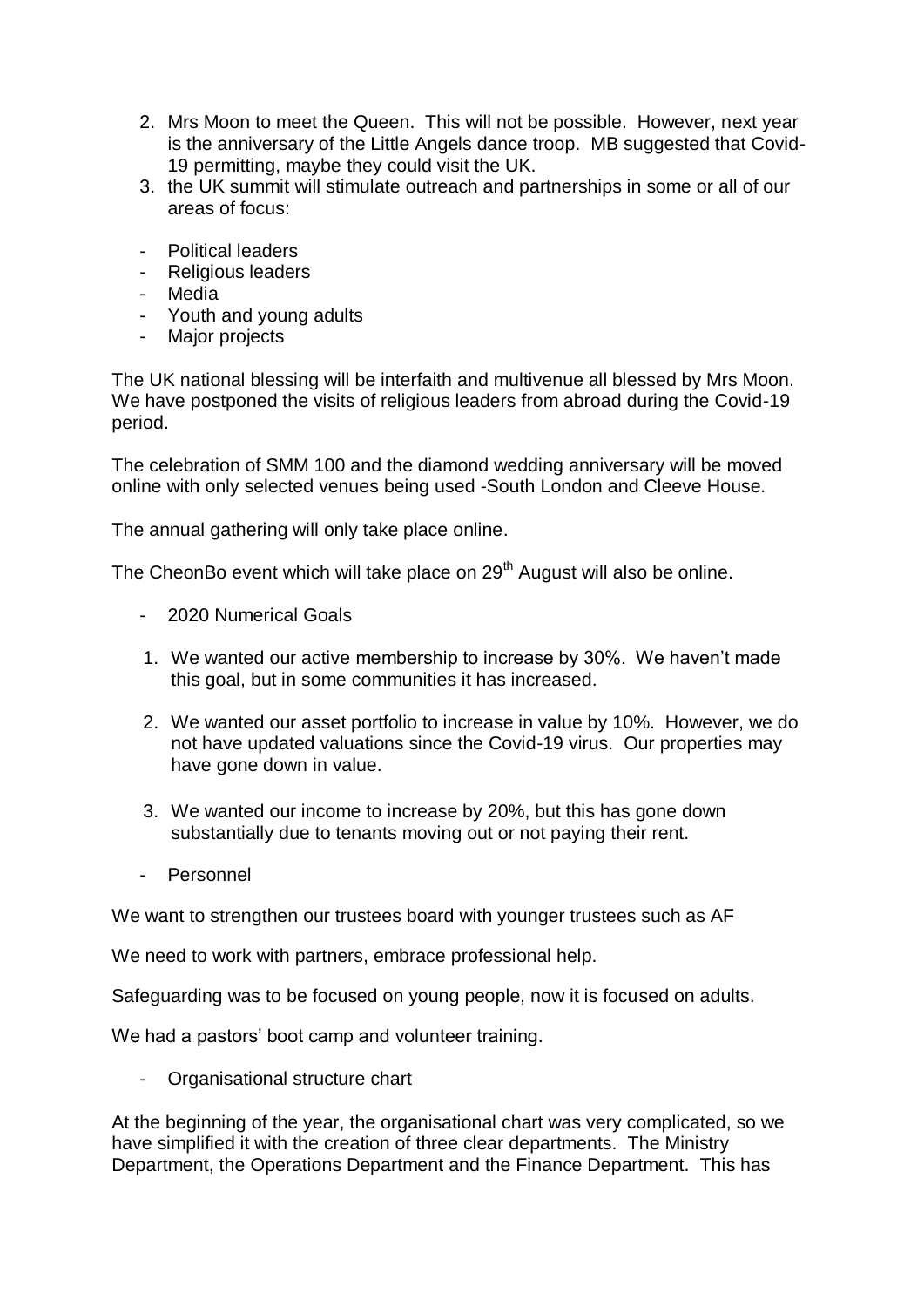2. Mrs Moon to meet the Queen. This will not be possible. However, next year is the anniversary of the Little Angels dance troop. MB suggested that Covid-19 permitting, maybe they could visit the UK.
3. the UK summit will stimulate outreach and partnerships in some or all of our areas of focus:

- Political leaders
- Religious leaders
- Media
- Youth and young adults
- Major projects

The UK national blessing will be interfaith and multivenue all blessed by Mrs Moon. We have postponed the visits of religious leaders from abroad during the Covid-19 period.

The celebration of SMM 100 and the diamond wedding anniversary will be moved online with only selected venues being used -South London and Cleeve House.

The annual gathering will only take place online.

The CheonBo event which will take place on 29th August will also be online.

- 2020 Numerical Goals

1. We wanted our active membership to increase by 30%. We haven't made this goal, but in some communities it has increased.

2. We wanted our asset portfolio to increase in value by 10%. However, we do not have updated valuations since the Covid-19 virus. Our properties may have gone down in value.

3. We wanted our income to increase by 20%, but this has gone down substantially due to tenants moving out or not paying their rent.

- Personnel

We want to strengthen our trustees board with younger trustees such as AF

We need to work with partners, embrace professional help.

Safeguarding was to be focused on young people, now it is focused on adults.

We had a pastors' boot camp and volunteer training.

- Organisational structure chart

At the beginning of the year, the organisational chart was very complicated, so we have simplified it with the creation of three clear departments. The Ministry Department, the Operations Department and the Finance Department. This has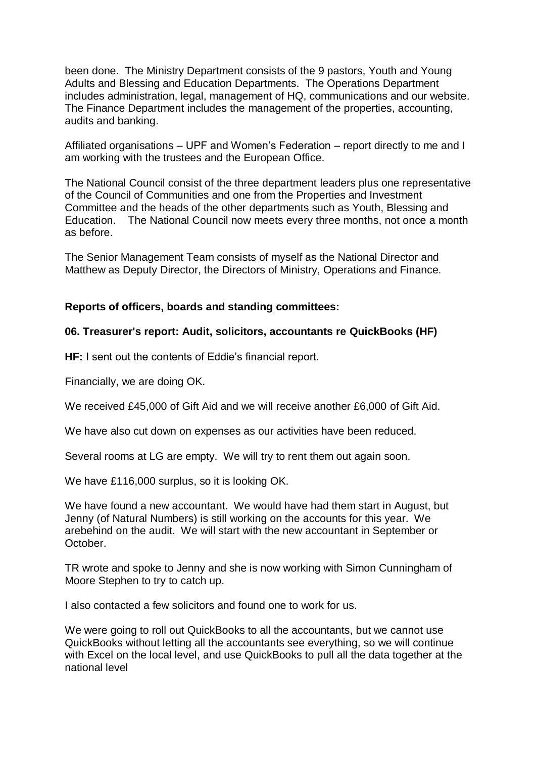been done. The Ministry Department consists of the 9 pastors, Youth and Young Adults and Blessing and Education Departments. The Operations Department includes administration, legal, management of HQ, communications and our website. The Finance Department includes the management of the properties, accounting, audits and banking.

Affiliated organisations – UPF and Women's Federation – report directly to me and I am working with the trustees and the European Office.

The National Council consist of the three department leaders plus one representative of the Council of Communities and one from the Properties and Investment Committee and the heads of the other departments such as Youth, Blessing and Education. The National Council now meets every three months, not once a month as before.

The Senior Management Team consists of myself as the National Director and Matthew as Deputy Director, the Directors of Ministry, Operations and Finance.

**Reports of officers, boards and standing committees:**

**06. Treasurer's report: Audit, solicitors, accountants re QuickBooks (HF)**

**HF:** I sent out the contents of Eddie's financial report.

Financially, we are doing OK.

We received £45,000 of Gift Aid and we will receive another £6,000 of Gift Aid.

We have also cut down on expenses as our activities have been reduced.

Several rooms at LG are empty. We will try to rent them out again soon.

We have £116,000 surplus, so it is looking OK.

We have found a new accountant. We would have had them start in August, but Jenny (of Natural Numbers) is still working on the accounts for this year. We arebehind on the audit. We will start with the new accountant in September or October.

TR wrote and spoke to Jenny and she is now working with Simon Cunningham of Moore Stephen to try to catch up.

I also contacted a few solicitors and found one to work for us.

We were going to roll out QuickBooks to all the accountants, but we cannot use QuickBooks without letting all the accountants see everything, so we will continue with Excel on the local level, and use QuickBooks to pull all the data together at the national level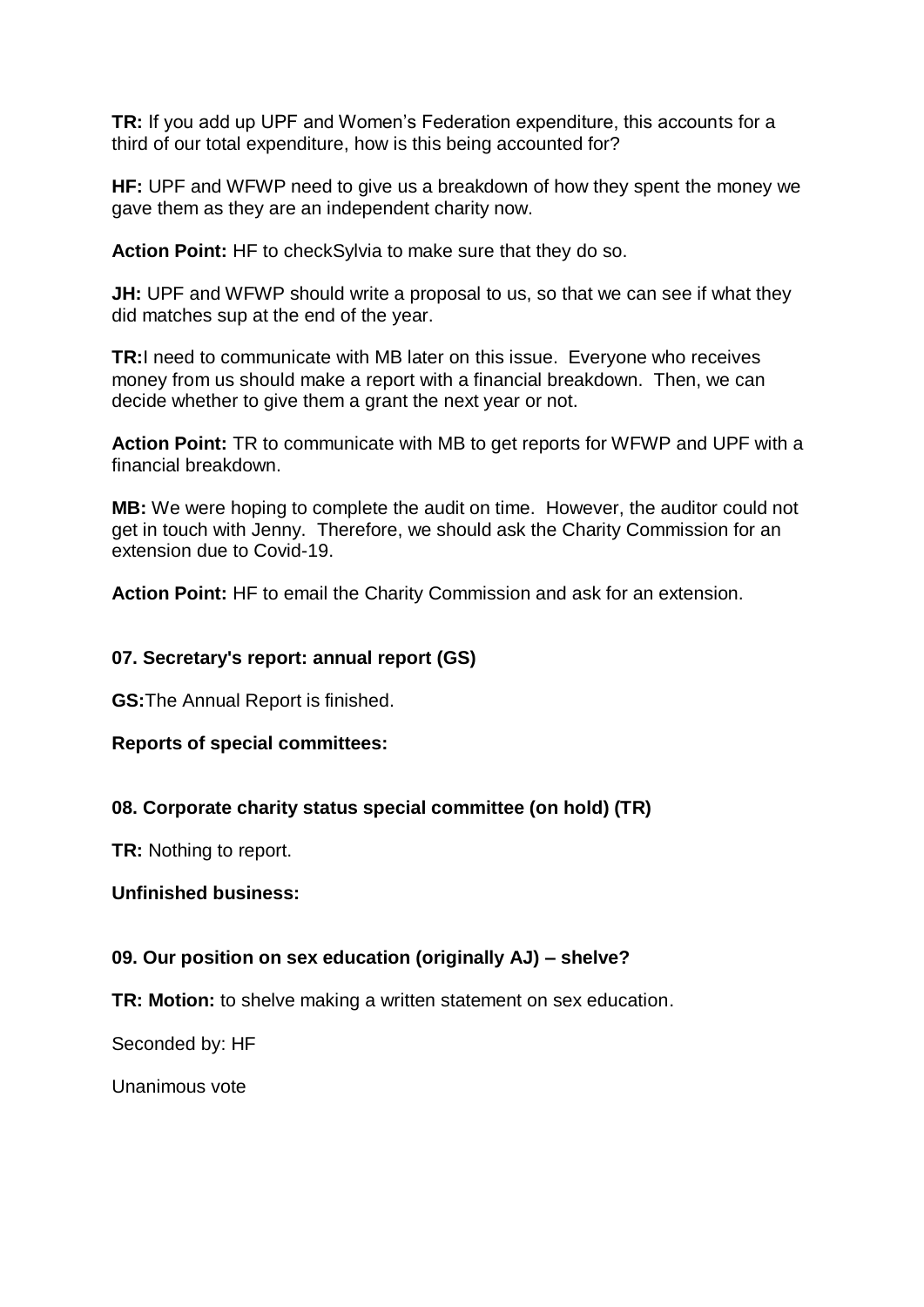**TR:** If you add up UPF and Women's Federation expenditure, this accounts for a third of our total expenditure, how is this being accounted for?

**HF:** UPF and WFWP need to give us a breakdown of how they spent the money we gave them as they are an independent charity now.

**Action Point:** HF to checkSylvia to make sure that they do so.

**JH:** UPF and WFWP should write a proposal to us, so that we can see if what they did matches sup at the end of the year.

**TR:**I need to communicate with MB later on this issue. Everyone who receives money from us should make a report with a financial breakdown. Then, we can decide whether to give them a grant the next year or not.

**Action Point:** TR to communicate with MB to get reports for WFWP and UPF with a financial breakdown.

**MB:** We were hoping to complete the audit on time. However, the auditor could not get in touch with Jenny. Therefore, we should ask the Charity Commission for an extension due to Covid-19.

**Action Point:** HF to email the Charity Commission and ask for an extension.

**07. Secretary's report: annual report (GS)**

**GS:**The Annual Report is finished.

**Reports of special committees:**

**08. Corporate charity status special committee (on hold) (TR)**

**TR:** Nothing to report.

**Unfinished business:**

**09. Our position on sex education (originally AJ) – shelve?**

**TR: Motion:** to shelve making a written statement on sex education.

Seconded by: HF

Unanimous vote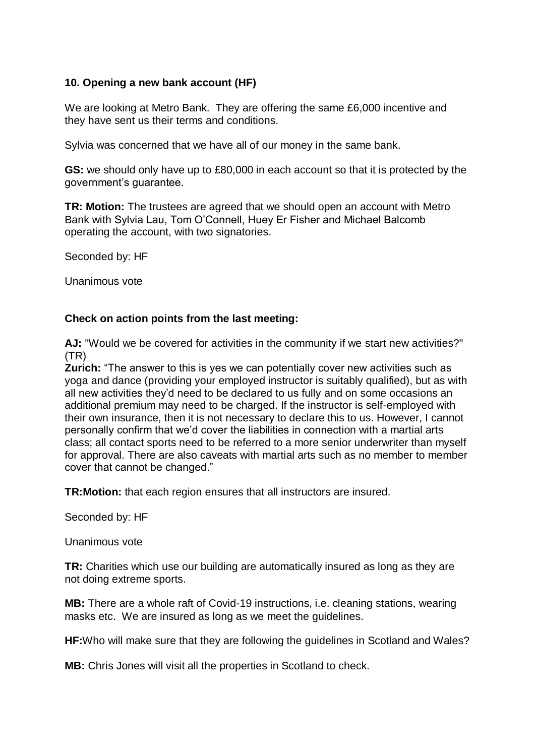**10. Opening a new bank account (HF)**

We are looking at Metro Bank. They are offering the same £6,000 incentive and they have sent us their terms and conditions.

Sylvia was concerned that we have all of our money in the same bank.

**GS:** we should only have up to £80,000 in each account so that it is protected by the government's guarantee.

**TR: Motion:** The trustees are agreed that we should open an account with Metro Bank with Sylvia Lau, Tom O'Connell, Huey Er Fisher and Michael Balcomb operating the account, with two signatories.

Seconded by: HF

Unanimous vote

**Check on action points from the last meeting:**

**AJ:** "Would we be covered for activities in the community if we start new activities?" (TR)

**Zurich:** "The answer to this is yes we can potentially cover new activities such as yoga and dance (providing your employed instructor is suitably qualified), but as with all new activities they'd need to be declared to us fully and on some occasions an additional premium may need to be charged. If the instructor is self-employed with their own insurance, then it is not necessary to declare this to us. However, I cannot personally confirm that we'd cover the liabilities in connection with a martial arts class; all contact sports need to be referred to a more senior underwriter than myself for approval. There are also caveats with martial arts such as no member to member cover that cannot be changed."

**TR:Motion:** that each region ensures that all instructors are insured.

Seconded by: HF

Unanimous vote

**TR:** Charities which use our building are automatically insured as long as they are not doing extreme sports.

**MB:** There are a whole raft of Covid-19 instructions, i.e. cleaning stations, wearing masks etc. We are insured as long as we meet the guidelines.

**HF:**Who will make sure that they are following the guidelines in Scotland and Wales?

**MB:** Chris Jones will visit all the properties in Scotland to check.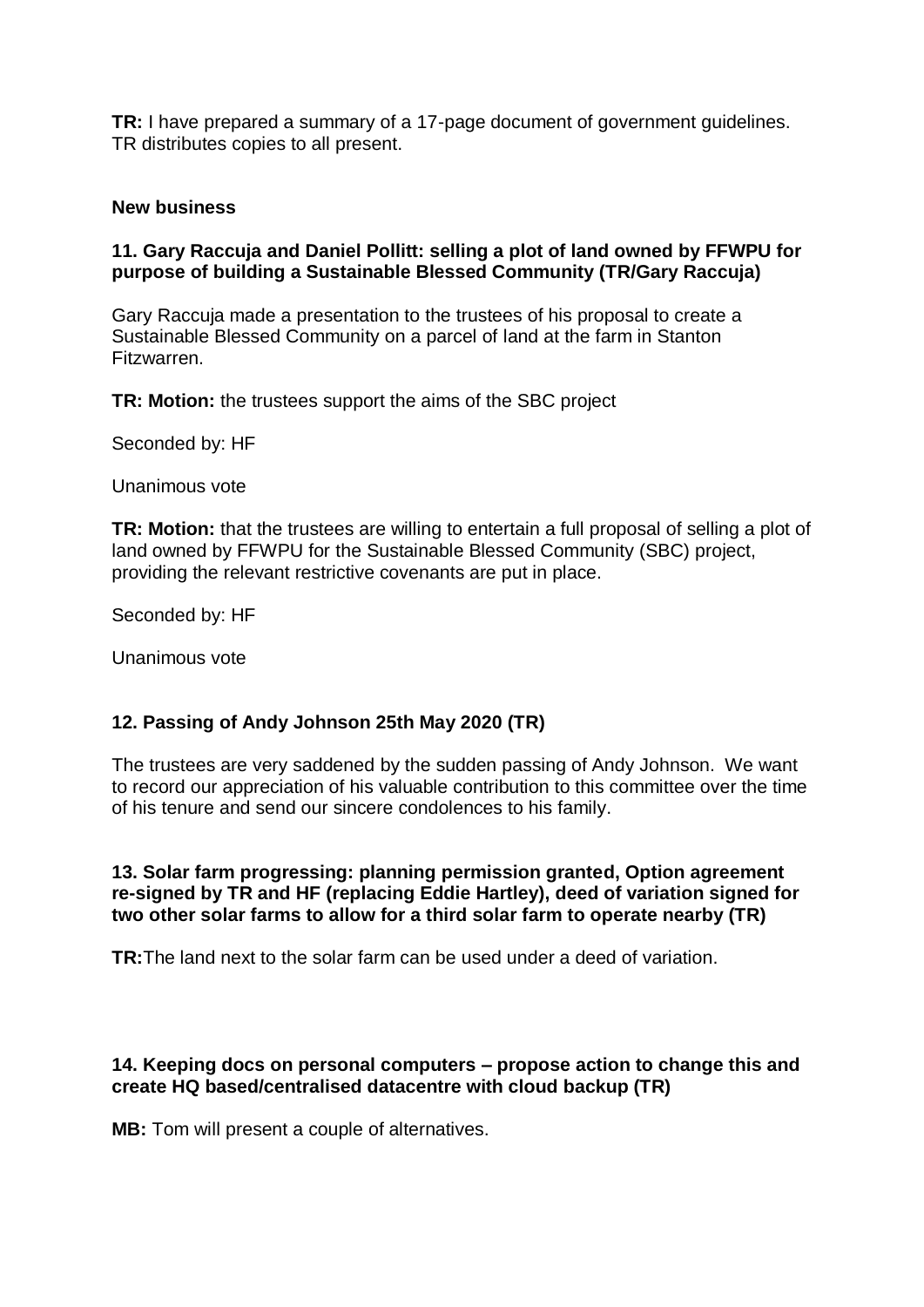**TR:** I have prepared a summary of a 17-page document of government guidelines. TR distributes copies to all present.

**New business**

**11. Gary Raccuja and Daniel Pollitt: selling a plot of land owned by FFWPU for purpose of building a Sustainable Blessed Community (TR/Gary Raccuja)**

Gary Raccuja made a presentation to the trustees of his proposal to create a Sustainable Blessed Community on a parcel of land at the farm in Stanton Fitzwarren.

**TR: Motion:** the trustees support the aims of the SBC project

Seconded by: HF

Unanimous vote

**TR: Motion:** that the trustees are willing to entertain a full proposal of selling a plot of land owned by FFWPU for the Sustainable Blessed Community (SBC) project, providing the relevant restrictive covenants are put in place.

Seconded by: HF

Unanimous vote

**12. Passing of Andy Johnson 25th May 2020 (TR)**

The trustees are very saddened by the sudden passing of Andy Johnson. We want to record our appreciation of his valuable contribution to this committee over the time of his tenure and send our sincere condolences to his family.

**13. Solar farm progressing: planning permission granted, Option agreement re-signed by TR and HF (replacing Eddie Hartley), deed of variation signed for two other solar farms to allow for a third solar farm to operate nearby (TR)**

**TR:**The land next to the solar farm can be used under a deed of variation.

**14. Keeping docs on personal computers – propose action to change this and create HQ based/centralised datacentre with cloud backup (TR)**

**MB:** Tom will present a couple of alternatives.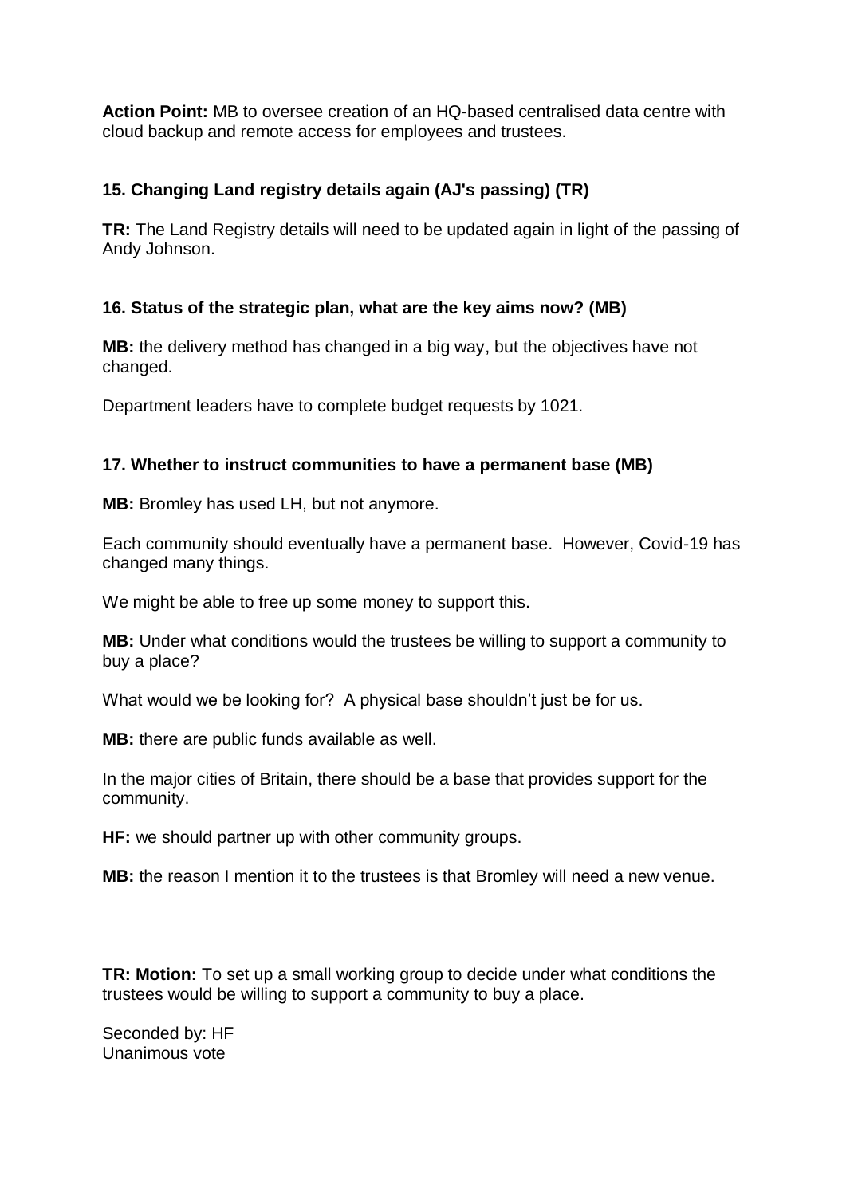**Action Point:** MB to oversee creation of an HQ-based centralised data centre with cloud backup and remote access for employees and trustees.

### 15. Changing Land registry details again (AJ's passing) (TR)

**TR:** The Land Registry details will need to be updated again in light of the passing of Andy Johnson.

### 16. Status of the strategic plan, what are the key aims now? (MB)

**MB:** the delivery method has changed in a big way, but the objectives have not changed.

Department leaders have to complete budget requests by 1021.

### 17. Whether to instruct communities to have a permanent base (MB)

**MB:** Bromley has used LH, but not anymore.

Each community should eventually have a permanent base. However, Covid-19 has changed many things.

We might be able to free up some money to support this.

**MB:** Under what conditions would the trustees be willing to support a community to buy a place?

What would we be looking for? A physical base shouldn't just be for us.

**MB:** there are public funds available as well.

In the major cities of Britain, there should be a base that provides support for the community.

**HF:** we should partner up with other community groups.

**MB:** the reason I mention it to the trustees is that Bromley will need a new venue.

**TR: Motion:** To set up a small working group to decide under what conditions the trustees would be willing to support a community to buy a place.

Seconded by: HF  
Unanimous vote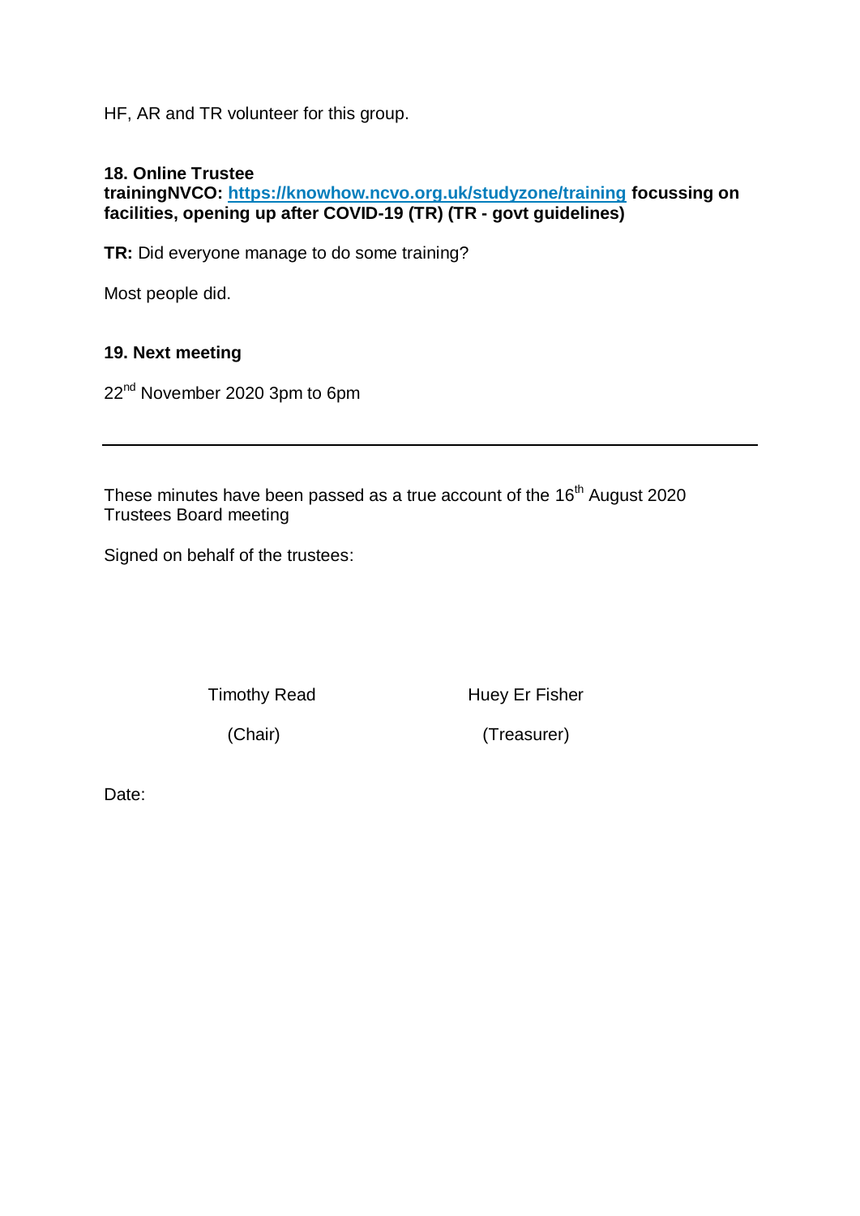HF, AR and TR volunteer for this group.

**18. Online Trustee trainingNVCO: [https://knowhow.ncvo.org.uk/studyzone/training](https://knowhow.ncvo.org.uk/studyzone/training) focussing on facilities, opening up after COVID-19 (TR) (TR - govt guidelines)**

**TR:** Did everyone manage to do some training?

Most people did.

**19. Next meeting**

22nd November 2020 3pm to 6pm

---

These minutes have been passed as a true account of the 16th August 2020 Trustees Board meeting

Signed on behalf of the trustees:

Timothy Read (Chair)

Huey Er Fisher (Treasurer)

Date: